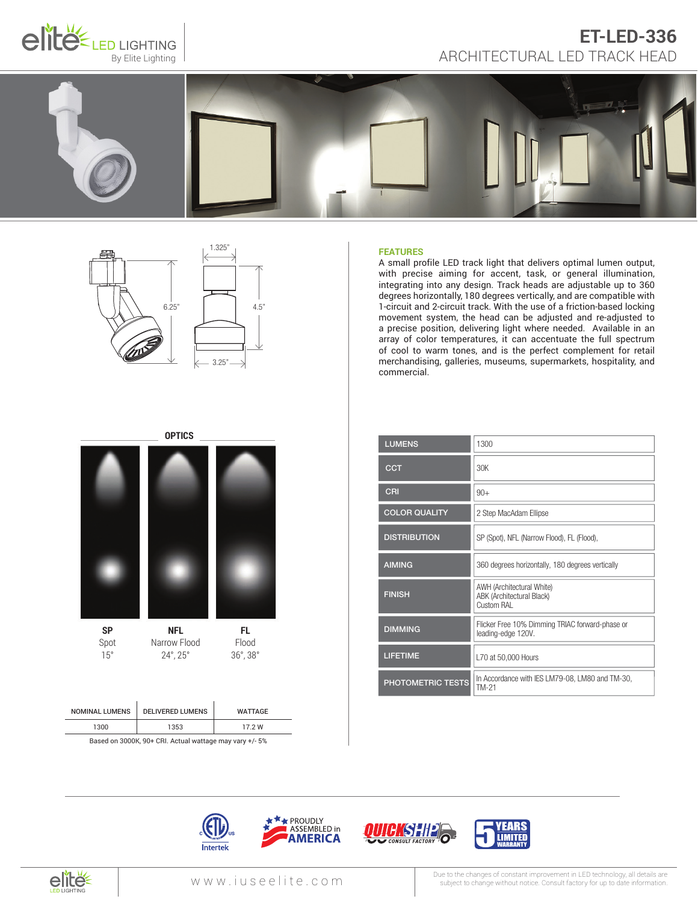# ET-LED-336

## ARCHITECTURAL LED TRACK HEAD

1.325"

6.25"

4.5"

3.25"

### FEATURES

A small profile LED track light that delivers optimal lumen output, with precise aiming for accent, task, or general illumination, integrating into any design. Track heads are adjustable up to 360 degrees horizontally, 180 degrees vertically, and are compatible with 1-circuit and 2-circuit track. With the use of a friction-based locking movement system, the head can be adjusted and re-adjusted to a precise position, delivering light where needed. Available in an array of color temperatures, it can accentuate the full spectrum of cool to warm tones, and is the perfect complement for retail merchandising, galleries, museums, supermarkets, hospitality, and commercial.

### OPTICS

| SP | NFL | FL |
|---|---|---|
| Spot | Narrow Flood | Flood |
| 15° | 24°, 25° | 36°, 38° |

| NOMINAL LUMENS | DELIVERED LUMENS | WATTAGE |
|---|---|---|
| 1300 | 1353 | 17.2 W |

Based on 3000K, 90+ CRI. Actual wattage may vary +/- 5%

| | |
|---|---|
| LUMENS | 1300 |
| CCT | 30K |
| CRI | 90+ |
| COLOR QUALITY | 2 Step MacAdam Ellipse |
| DISTRIBUTION | SP (Spot), NFL (Narrow Flood), FL (Flood), |
| AIMING | 360 degrees horizontally, 180 degrees vertically |
| FINISH | AWH (Architectural White)<br>ABK (Architectural Black)<br>Custom RAL |
| DIMMING | Flicker Free 10% Dimming TRIAC forward-phase or leading-edge 120V. |
| LIFETIME | L70 at 50,000 Hours |
| PHOTOMETRIC TESTS | In Accordance with IES LM79-08, LM80 and TM-30, TM-21 |

PROUDLY ASSEMBLED in AMERICA

QUICKSHIP CONSULT FACTORY

5 YEARS LIMITED WARRANTY

www.iuseelite.com

Due to the changes of constant improvement in LED technology, all details are subject to change without notice. Consult factory for up to date information.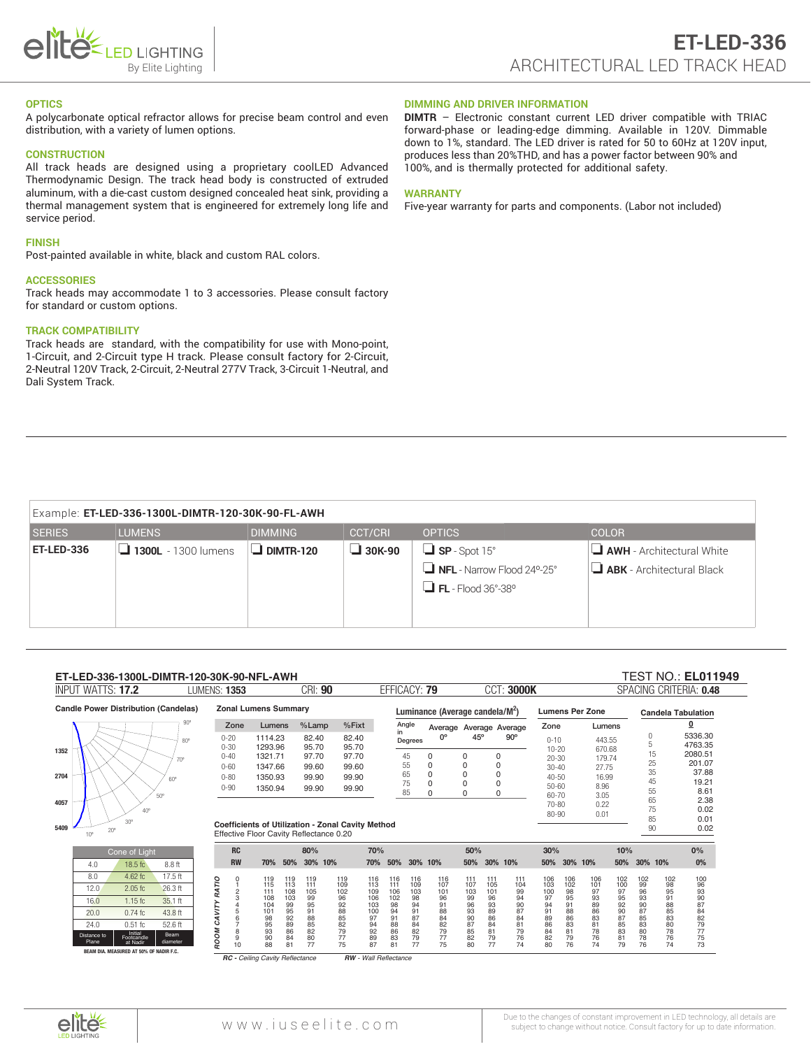# ET-LED-336

## ARCHITECTURAL LED TRACK HEAD

### OPTICS
A polycarbonate optical refractor allows for precise beam control and even distribution, with a variety of lumen options.

### CONSTRUCTION
All track heads are designed using a proprietary coolLED Advanced Thermodynamic Design. The track head body is constructed of extruded aluminum, with a die-cast custom designed concealed heat sink, providing a thermal management system that is engineered for extremely long life and service period.

### FINISH
Post-painted available in white, black and custom RAL colors.

### ACCESSORIES
Track heads may accommodate 1 to 3 accessories. Please consult factory for standard or custom options.

### TRACK COMPATIBILITY
Track heads are standard, with the compatibility for use with Mono-point, 1-Circuit, and 2-Circuit type H track. Please consult factory for 2-Circuit, 2-Neutral 120V Track, 2-Circuit, 2-Neutral 277V Track, 3-Circuit 1-Neutral, and Dali System Track.

### DIMMING AND DRIVER INFORMATION
**DIMTR** – Electronic constant current LED driver compatible with TRIAC forward-phase or leading-edge dimming. Available in 120V. Dimmable down to 1%, standard. The LED driver is rated for 50 to 60Hz at 120V input, produces less than 20%THD, and has a power factor between 90% and 100%, and is thermally protected for additional safety.

### WARRANTY
Five-year warranty for parts and components. (Labor not included)

Example: **ET-LED-336-1300L-DIMTR-120-30K-90-FL-AWH**

| SERIES | LUMENS | DIMMING | CCT/CRI | OPTICS | COLOR |
|---|---|---|---|---|---|
| ET-LED-336 | ❑ **1300L** - 1300 lumens | ❑ **DIMTR-120** | ❑ **30K-90** | ❑ **SP** - Spot 15° | ❑ **AWH** - Architectural White |
| | | | | ❑ **NFL** - Narrow Flood 24º-25° | ❑ **ABK** - Architectural Black |
| | | | | ❑ **FL** - Flood 36°-38º | |

**ET-LED-336-1300L-DIMTR-120-30K-90-NFL-AWH** TEST NO.: **EL011949**

INPUT WATTS: **17.2** LUMENS: **1353** CRI: **90** EFFICACY: **79** CCT: **3000K** SPACING CRITERIA: **0.48**

**Candle Power Distribution (Candelas)**

1352
2704
4057
5409
90° 80° 70° 60° 50° 40° 30° 20° 10°

**Cone of Light**

| Distance to Plane | Initial Footcandle at Nadir | Beam diameter |
|---|---|---|
| 4.0 | 18.5 fc | 8.8 ft |
| 8.0 | 4.62 fc | 17.5 ft |
| 12.0 | 2.05 fc | 26.3 ft |
| 16.0 | 1.15 fc | 35.1 ft |
| 20.0 | 0.74 fc | 43.8 ft |
| 24.0 | 0.51 fc | 52.6 ft |

BEAM DIA. MEASURED AT 50% OF NADIR F.C.

**Zonal Lumens Summary**

| Zone | Lumens | %Lamp | %Fixt |
|---|---|---|---|
| 0-20 | 1114.23 | 82.40 | 82.40 |
| 0-30 | 1293.96 | 95.70 | 95.70 |
| 0-40 | 1321.71 | 97.70 | 97.70 |
| 0-60 | 1347.66 | 99.60 | 99.60 |
| 0-80 | 1350.93 | 99.90 | 99.90 |
| 0-90 | 1350.94 | 99.90 | 99.90 |

**Luminance (Average candela/M²)**

| Angle in Degrees | Average 0° | Average 45° | Average 90° |
|---|---|---|---|
| 45 | 0 | 0 | 0 |
| 55 | 0 | 0 | 0 |
| 65 | 0 | 0 | 0 |
| 75 | 0 | 0 | 0 |
| 85 | 0 | 0 | 0 |

**Lumens Per Zone**

| Zone | Lumens |
|---|---|
| 0-10 | 443.55 |
| 10-20 | 670.68 |
| 20-30 | 179.74 |
| 30-40 | 27.75 |
| 40-50 | 16.99 |
| 50-60 | 8.96 |
| 60-70 | 3.05 |
| 70-80 | 0.22 |
| 80-90 | 0.01 |

**Candela Tabulation**

| | 0 |
|---|---|
| 0 | 5336.30 |
| 5 | 4763.35 |
| 15 | 2080.51 |
| 25 | 201.07 |
| 35 | 37.88 |
| 45 | 19.21 |
| 55 | 8.61 |
| 65 | 2.38 |
| 75 | 0.02 |
| 85 | 0.01 |
| 90 | 0.02 |

**Coefficients of Utilization - Zonal Cavity Method**
Effective Floor Cavity Reflectance 0.20

| RC | 80% | | | | 70% | | | | 50% | | | 30% | | | 10% | | | 0% |
|---|---|---|---|---|---|---|---|---|---|---|---|---|---|---|---|---|---|---|
| RW | 70% | 50% | 30% | 10% | 70% | 50% | 30% | 10% | 50% | 30% | 10% | 50% | 30% | 10% | 50% | 30% | 10% | 0% |
| 0 | 119 | 119 | 119 | 119 | 116 | 116 | 116 | 116 | 111 | 111 | 111 | 106 | 106 | 106 | 102 | 102 | 102 | 100 |
| 1 | 115 | 113 | 111 | 109 | 113 | 111 | 109 | 107 | 107 | 105 | 104 | 103 | 102 | 101 | 100 | 99 | 98 | 96 |
| 2 | 111 | 108 | 105 | 102 | 109 | 106 | 103 | 101 | 103 | 101 | 99 | 100 | 98 | 97 | 97 | 96 | 95 | 93 |
| 3 | 108 | 103 | 99 | 96 | 106 | 102 | 98 | 96 | 99 | 96 | 94 | 97 | 95 | 93 | 95 | 93 | 91 | 90 |
| 4 | 104 | 99 | 95 | 92 | 103 | 98 | 94 | 91 | 96 | 93 | 90 | 94 | 91 | 89 | 92 | 90 | 88 | 87 |
| 5 | 101 | 95 | 91 | 88 | 100 | 94 | 91 | 88 | 93 | 89 | 87 | 91 | 88 | 86 | 90 | 87 | 85 | 84 |
| 6 | 98 | 92 | 88 | 85 | 97 | 91 | 87 | 84 | 90 | 86 | 84 | 89 | 86 | 83 | 87 | 85 | 83 | 82 |
| 7 | 95 | 89 | 85 | 82 | 94 | 88 | 84 | 82 | 87 | 84 | 81 | 86 | 83 | 81 | 85 | 83 | 80 | 79 |
| 8 | 93 | 86 | 82 | 79 | 92 | 86 | 82 | 79 | 85 | 81 | 79 | 84 | 81 | 78 | 83 | 80 | 78 | 77 |
| 9 | 90 | 84 | 80 | 77 | 89 | 83 | 79 | 77 | 82 | 79 | 76 | 82 | 79 | 76 | 81 | 78 | 76 | 75 |
| 10 | 88 | 81 | 77 | 75 | 87 | 81 | 77 | 75 | 80 | 77 | 74 | 80 | 76 | 74 | 79 | 76 | 74 | 73 |

ROOM CAVITY RATIO

*RC - Ceiling Cavity Reflectance* *RW - Wall Reflectance*

www.iuseelite.com

Due to the changes of constant improvement in LED technology, all details are subject to change without notice. Consult factory for up to date information.